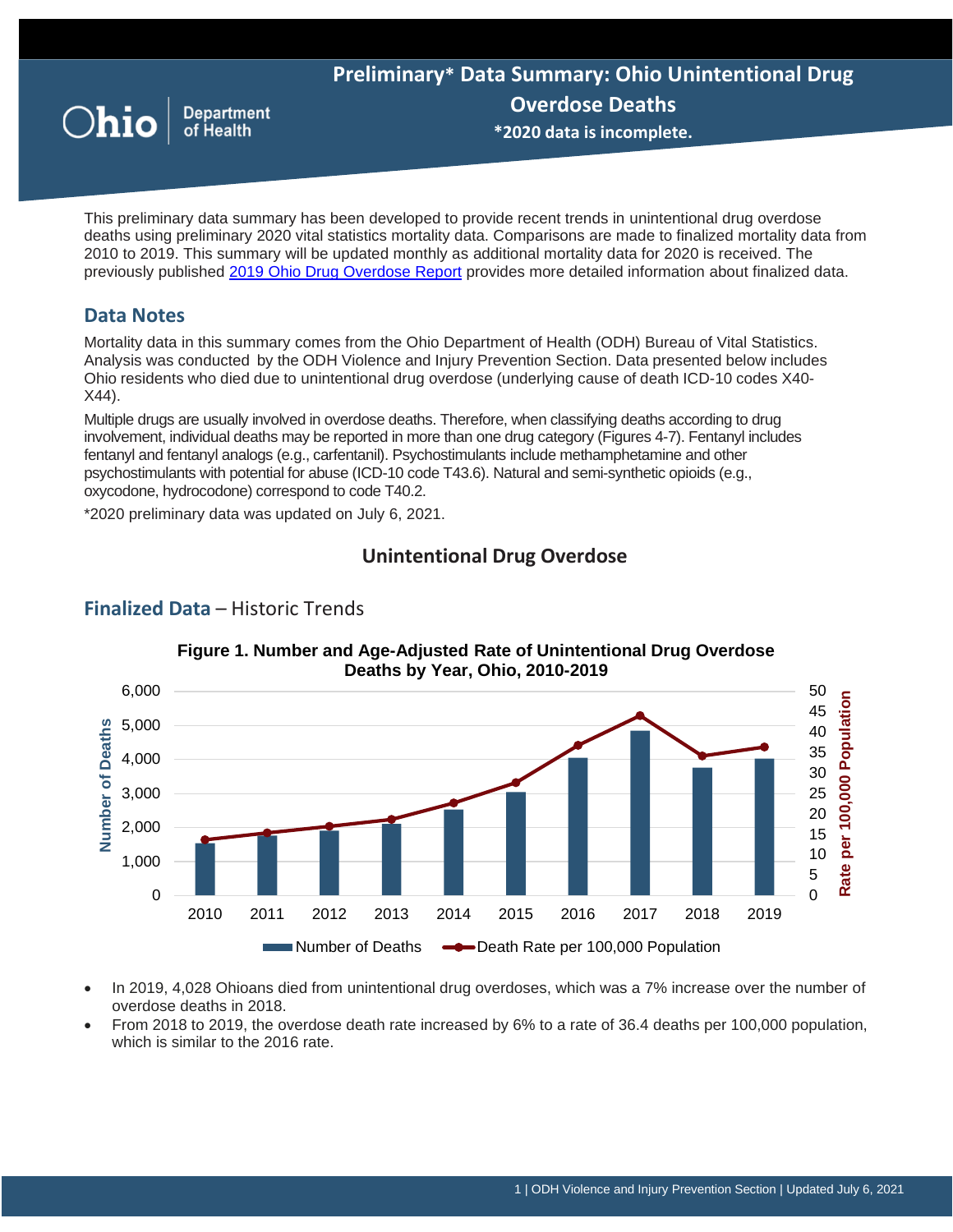# Preliminary* Data Summary: Ohio Unintentional Drug Overdose Deaths

**\*2020 data is incomplete.**

This preliminary data summary has been developed to provide recent trends in unintentional drug overdose deaths using preliminary 2020 vital statistics mortality data. Comparisons are made to finalized mortality data from 2010 to 2019. This summary will be updated monthly as additional mortality data for 2020 is received. The previously published 2019 Ohio Drug Overdose Report provides more detailed information about finalized data.

## Data Notes

Mortality data in this summary comes from the Ohio Department of Health (ODH) Bureau of Vital Statistics. Analysis was conducted by the ODH Violence and Injury Prevention Section. Data presented below includes Ohio residents who died due to unintentional drug overdose (underlying cause of death ICD-10 codes X40-X44).

Multiple drugs are usually involved in overdose deaths. Therefore, when classifying deaths according to drug involvement, individual deaths may be reported in more than one drug category (Figures 4-7). Fentanyl includes fentanyl and fentanyl analogs (e.g., carfentanil). Psychostimulants include methamphetamine and other psychostimulants with potential for abuse (ICD-10 code T43.6). Natural and semi-synthetic opioids (e.g., oxycodone, hydrocodone) correspond to code T40.2.

*2020 preliminary data was updated on July 6, 2021.

## Unintentional Drug Overdose

### Finalized Data – Historic Trends

**Figure 1. Number and Age-Adjusted Rate of Unintentional Drug Overdose Deaths by Year, Ohio, 2010-2019**

- In 2019, 4,028 Ohioans died from unintentional drug overdoses, which was a 7% increase over the number of overdose deaths in 2018.
- From 2018 to 2019, the overdose death rate increased by 6% to a rate of 36.4 deaths per 100,000 population, which is similar to the 2016 rate.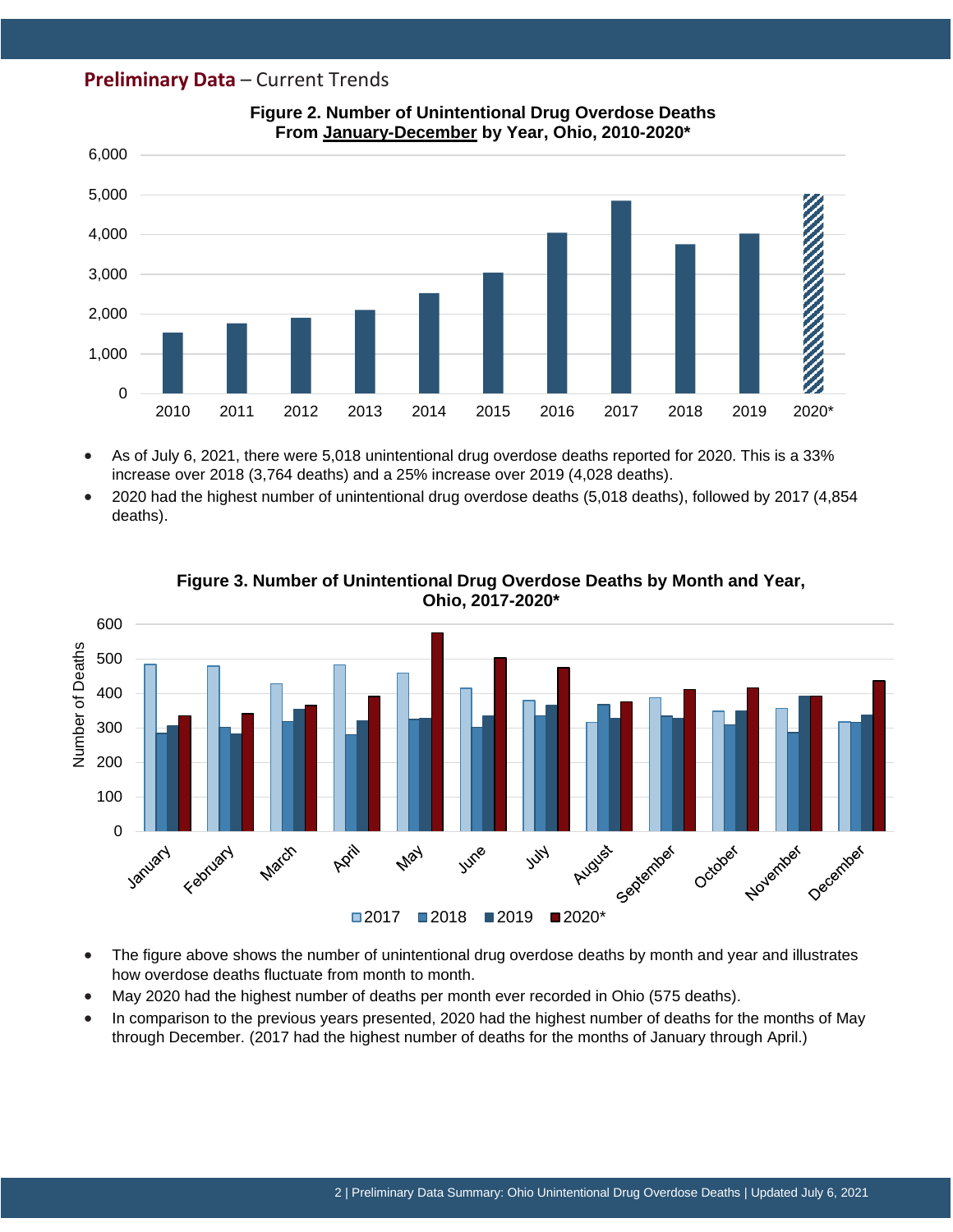**Preliminary Data** – Current Trends

**Figure 2. Number of Unintentional Drug Overdose Deaths From January-December by Year, Ohio, 2010-2020***

- As of July 6, 2021, there were 5,018 unintentional drug overdose deaths reported for 2020. This is a 33% increase over 2018 (3,764 deaths) and a 25% increase over 2019 (4,028 deaths).
- 2020 had the highest number of unintentional drug overdose deaths (5,018 deaths), followed by 2017 (4,854 deaths).

**Figure 3. Number of Unintentional Drug Overdose Deaths by Month and Year, Ohio, 2017-2020***

- The figure above shows the number of unintentional drug overdose deaths by month and year and illustrates how overdose deaths fluctuate from month to month.
- May 2020 had the highest number of deaths per month ever recorded in Ohio (575 deaths).
- In comparison to the previous years presented, 2020 had the highest number of deaths for the months of May through December. (2017 had the highest number of deaths for the months of January through April.)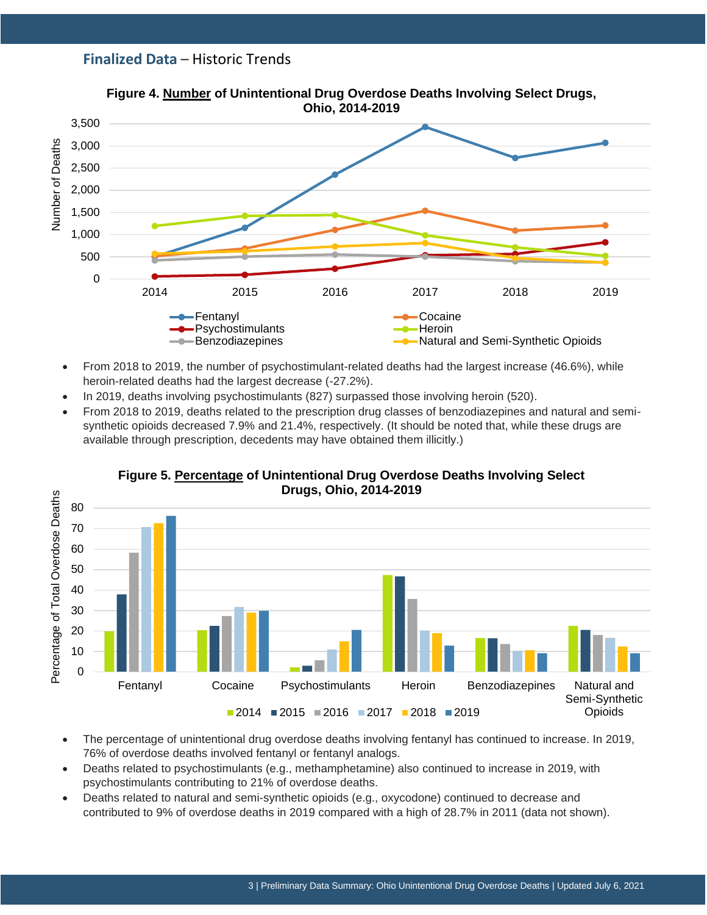**Finalized Data** – Historic Trends

**Figure 4. Number of Unintentional Drug Overdose Deaths Involving Select Drugs, Ohio, 2014-2019**

- From 2018 to 2019, the number of psychostimulant-related deaths had the largest increase (46.6%), while heroin-related deaths had the largest decrease (-27.2%).
- In 2019, deaths involving psychostimulants (827) surpassed those involving heroin (520).
- From 2018 to 2019, deaths related to the prescription drug classes of benzodiazepines and natural and semi-synthetic opioids decreased 7.9% and 21.4%, respectively. (It should be noted that, while these drugs are available through prescription, decedents may have obtained them illicitly.)

**Figure 5. Percentage of Unintentional Drug Overdose Deaths Involving Select Drugs, Ohio, 2014-2019**

- The percentage of unintentional drug overdose deaths involving fentanyl has continued to increase. In 2019, 76% of overdose deaths involved fentanyl or fentanyl analogs.
- Deaths related to psychostimulants (e.g., methamphetamine) also continued to increase in 2019, with psychostimulants contributing to 21% of overdose deaths.
- Deaths related to natural and semi-synthetic opioids (e.g., oxycodone) continued to decrease and contributed to 9% of overdose deaths in 2019 compared with a high of 28.7% in 2011 (data not shown).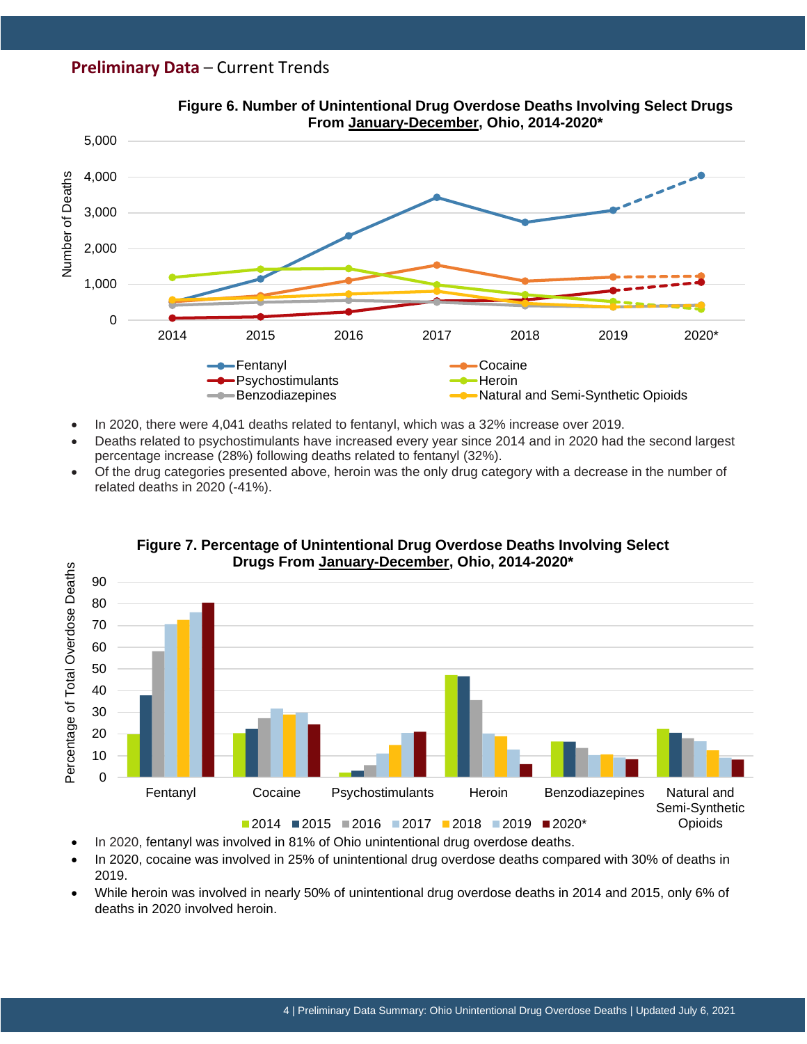**Preliminary Data** – Current Trends

**Figure 6. Number of Unintentional Drug Overdose Deaths Involving Select Drugs From January-December, Ohio, 2014-2020***

- In 2020, there were 4,041 deaths related to fentanyl, which was a 32% increase over 2019.
- Deaths related to psychostimulants have increased every year since 2014 and in 2020 had the second largest percentage increase (28%) following deaths related to fentanyl (32%).
- Of the drug categories presented above, heroin was the only drug category with a decrease in the number of related deaths in 2020 (-41%).

**Figure 7. Percentage of Unintentional Drug Overdose Deaths Involving Select Drugs From January-December, Ohio, 2014-2020***

- In 2020, fentanyl was involved in 81% of Ohio unintentional drug overdose deaths.
- In 2020, cocaine was involved in 25% of unintentional drug overdose deaths compared with 30% of deaths in 2019.
- While heroin was involved in nearly 50% of unintentional drug overdose deaths in 2014 and 2015, only 6% of deaths in 2020 involved heroin.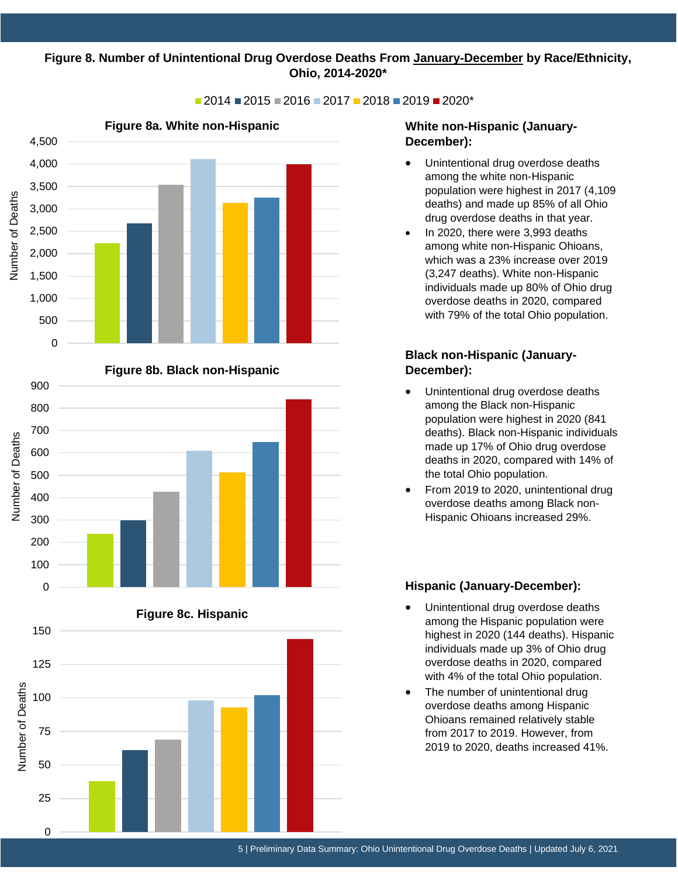**Figure 8. Number of Unintentional Drug Overdose Deaths From January-December by Race/Ethnicity, Ohio, 2014-2020***

■ 2014 ■ 2015 ■ 2016 ■ 2017 ■ 2018 ■ 2019 ■ 2020*

**Figure 8a. White non-Hispanic**

**Figure 8b. Black non-Hispanic**

**Figure 8c. Hispanic**

### White non-Hispanic (January-December):

- Unintentional drug overdose deaths among the white non-Hispanic population were highest in 2017 (4,109 deaths) and made up 85% of all Ohio drug overdose deaths in that year.
- In 2020, there were 3,993 deaths among white non-Hispanic Ohioans, which was a 23% increase over 2019 (3,247 deaths). White non-Hispanic individuals made up 80% of Ohio drug overdose deaths in 2020, compared with 79% of the total Ohio population.

### Black non-Hispanic (January-December):

- Unintentional drug overdose deaths among the Black non-Hispanic population were highest in 2020 (841 deaths). Black non-Hispanic individuals made up 17% of Ohio drug overdose deaths in 2020, compared with 14% of the total Ohio population.
- From 2019 to 2020, unintentional drug overdose deaths among Black non-Hispanic Ohioans increased 29%.

### Hispanic (January-December):

- Unintentional drug overdose deaths among the Hispanic population were highest in 2020 (144 deaths). Hispanic individuals made up 3% of Ohio drug overdose deaths in 2020, compared with 4% of the total Ohio population.
- The number of unintentional drug overdose deaths among Hispanic Ohioans remained relatively stable from 2017 to 2019. However, from 2019 to 2020, deaths increased 41%.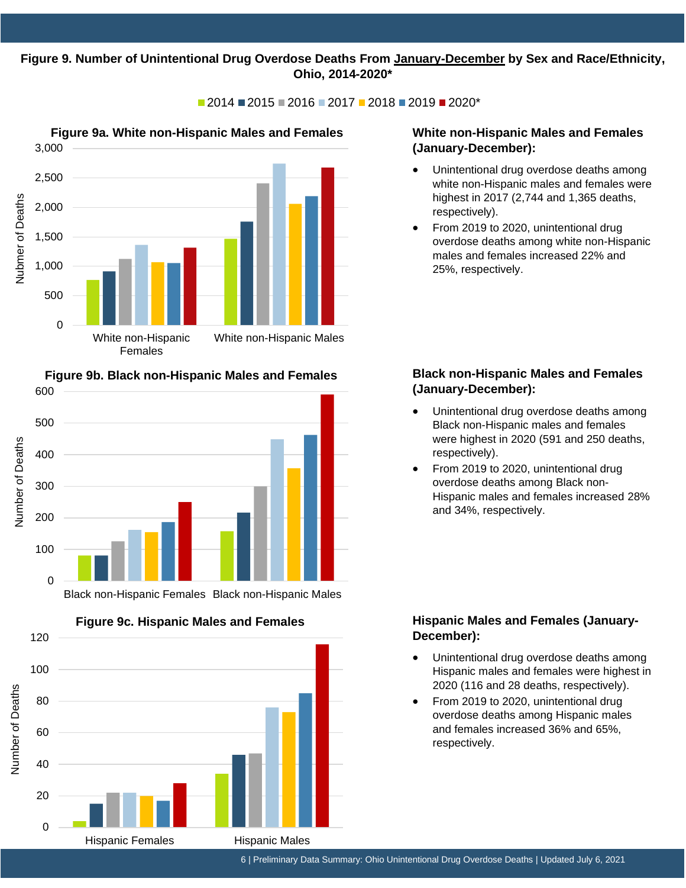**Figure 9. Number of Unintentional Drug Overdose Deaths From January-December by Sex and Race/Ethnicity, Ohio, 2014-2020***

2014 2015 2016 2017 2018 2019 2020*

**Figure 9a. White non-Hispanic Males and Females**

Nubmer of Deaths

3,000
2,500
2,000
1,500
1,000
500
0

White non-Hispanic Females
White non-Hispanic Males

### White non-Hispanic Males and Females (January-December):

- Unintentional drug overdose deaths among white non-Hispanic males and females were highest in 2017 (2,744 and 1,365 deaths, respectively).
- From 2019 to 2020, unintentional drug overdose deaths among white non-Hispanic males and females increased 22% and 25%, respectively.

**Figure 9b. Black non-Hispanic Males and Females**

Number of Deaths

600
500
400
300
200
100
0

Black non-Hispanic Females
Black non-Hispanic Males

### Black non-Hispanic Males and Females (January-December):

- Unintentional drug overdose deaths among Black non-Hispanic males and females were highest in 2020 (591 and 250 deaths, respectively).
- From 2019 to 2020, unintentional drug overdose deaths among Black non-Hispanic males and females increased 28% and 34%, respectively.

**Figure 9c. Hispanic Males and Females**

Number of Deaths

120
100
80
60
40
20
0

Hispanic Females
Hispanic Males

### Hispanic Males and Females (January-December):

- Unintentional drug overdose deaths among Hispanic males and females were highest in 2020 (116 and 28 deaths, respectively).
- From 2019 to 2020, unintentional drug overdose deaths among Hispanic males and females increased 36% and 65%, respectively.